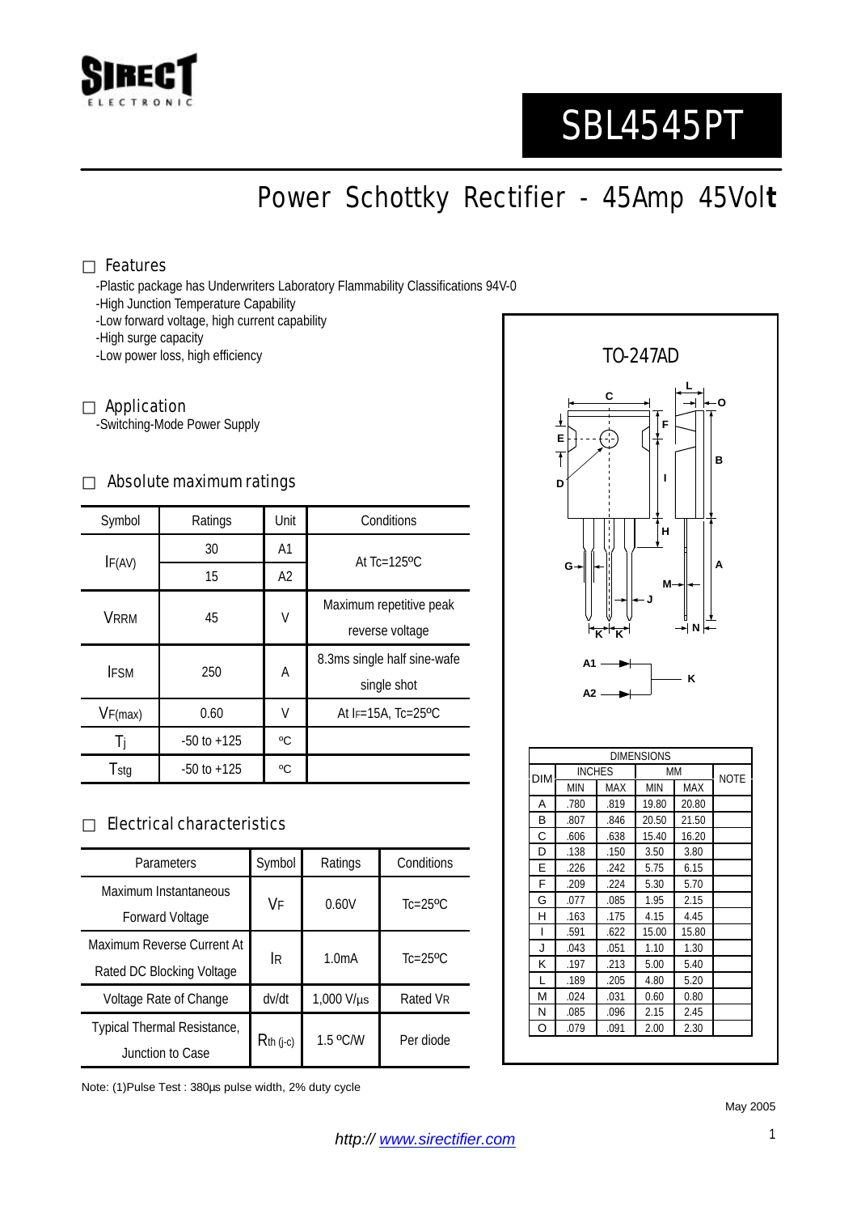SIRECT ELECTRONIC

# SBL4545PT

## Power Schottky Rectifier - 45Amp 45Volt

### Features

- -Plastic package has Underwriters Laboratory Flammability Classifications 94V-0
- -High Junction Temperature Capability
- -Low forward voltage, high current capability
- -High surge capacity
- -Low power loss, high efficiency

### Application

-Switching-Mode Power Supply

### Absolute maximum ratings

| Symbol | Ratings | Unit | Conditions |
|---|---|---|---|
| $I_{F(AV)}$ | 30 | A1 | At Tc=125ºC |
| | 15 | A2 | |
| $V_{RRM}$ | 45 | V | Maximum repetitive peak reverse voltage |
| $I_{FSM}$ | 250 | A | 8.3ms single half sine-wafe single shot |
| $V_{F(max)}$ | 0.60 | V | At $I_F$=15A, Tc=25ºC |
| $T_j$ | -50 to +125 | ºC | |
| $T_{stg}$ | -50 to +125 | ºC | |

### Electrical characteristics

| Parameters | Symbol | Ratings | Conditions |
|---|---|---|---|
| Maximum Instantaneous Forward Voltage | $V_F$ | 0.60V | Tc=25ºC |
| Maximum Reverse Current At Rated DC Blocking Voltage | $I_R$ | 1.0mA | Tc=25ºC |
| Voltage Rate of Change | dv/dt | 1,000 V/μs | Rated $V_R$ |
| Typical Thermal Resistance, Junction to Case | $R_{th\ (j-c)}$ | 1.5 ºC/W | Per diode |

Note: (1)Pulse Test : 380μs pulse width, 2% duty cycle

TO-247AD

A1, A2, K

| DIM | INCHES | | MM | | NOTE |
|---|---|---|---|---|---|
| | MIN | MAX | MIN | MAX | |
| A | .780 | .819 | 19.80 | 20.80 | |
| B | .807 | .846 | 20.50 | 21.50 | |
| C | .606 | .638 | 15.40 | 16.20 | |
| D | .138 | .150 | 3.50 | 3.80 | |
| E | .226 | .242 | 5.75 | 6.15 | |
| F | .209 | .224 | 5.30 | 5.70 | |
| G | .077 | .085 | 1.95 | 2.15 | |
| H | .163 | .175 | 4.15 | 4.45 | |
| I | .591 | .622 | 15.00 | 15.80 | |
| J | .043 | .051 | 1.10 | 1.30 | |
| K | .197 | .213 | 5.00 | 5.40 | |
| L | .189 | .205 | 4.80 | 5.20 | |
| M | .024 | .031 | 0.60 | 0.80 | |
| N | .085 | .096 | 2.15 | 2.45 | |
| O | .079 | .091 | 2.00 | 2.30 | |

May 2005

http:// www.sirectifier.com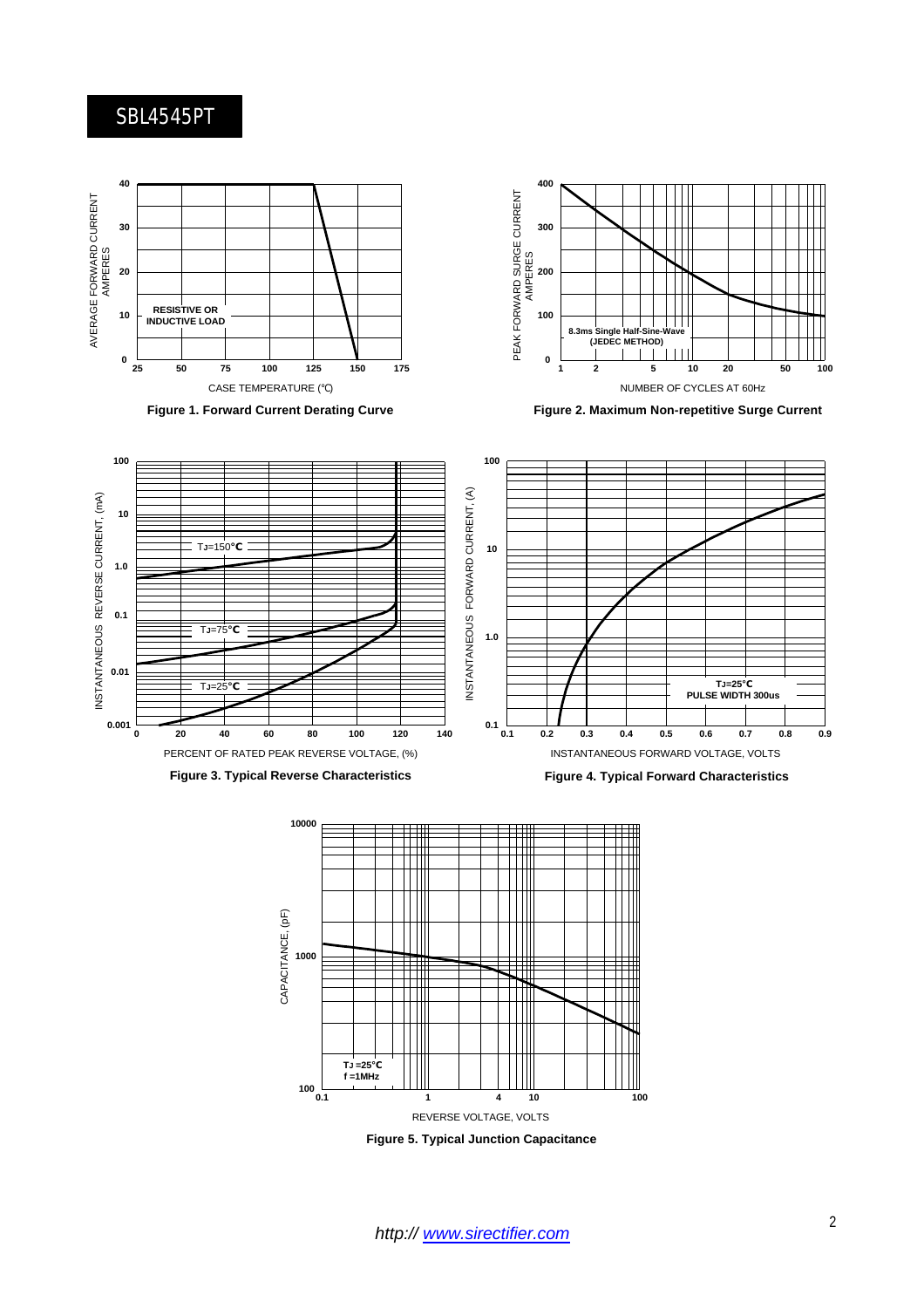# SBL4545PT

40
30
20
10
0
25 50 75 100 125 150 175
RESISTIVE OR INDUCTIVE LOAD
AVERAGE FORWARD CURRENT AMPERES
CASE TEMPERATURE (℃)

**Figure 1. Forward Current Derating Curve**

400
300
200
100
0
1 2 5 10 20 50 100
8.3ms Single Half-Sine-Wave (JEDEC METHOD)
PEAK FORWARD SURGE CURRENT AMPERES
NUMBER OF CYCLES AT 60Hz

**Figure 2. Maximum Non-repetitive Surge Current**

100
10
1.0
0.1
0.01
0.001
0 20 40 60 80 100 120 140
TJ=150℃
TJ=75℃
TJ=25℃
INSTANTANEOUS REVERSE CURRENT, (mA)
PERCENT OF RATED PEAK REVERSE VOLTAGE, (%)

**Figure 3. Typical Reverse Characteristics**

100
10
1.0
0.1
0.1 0.2 0.3 0.4 0.5 0.6 0.7 0.8 0.9
TJ=25℃
PULSE WIDTH 300us
INSTANTANEOUS FORWARD CURRENT, (A)
INSTANTANEOUS FORWARD VOLTAGE, VOLTS

**Figure 4. Typical Forward Characteristics**

10000
1000
100
0.1 1 4 10 100
TJ =25℃
f =1MHz
CAPACITANCE, (pF)
REVERSE VOLTAGE, VOLTS

**Figure 5. Typical Junction Capacitance**

*http:// www.sirectifier.com*